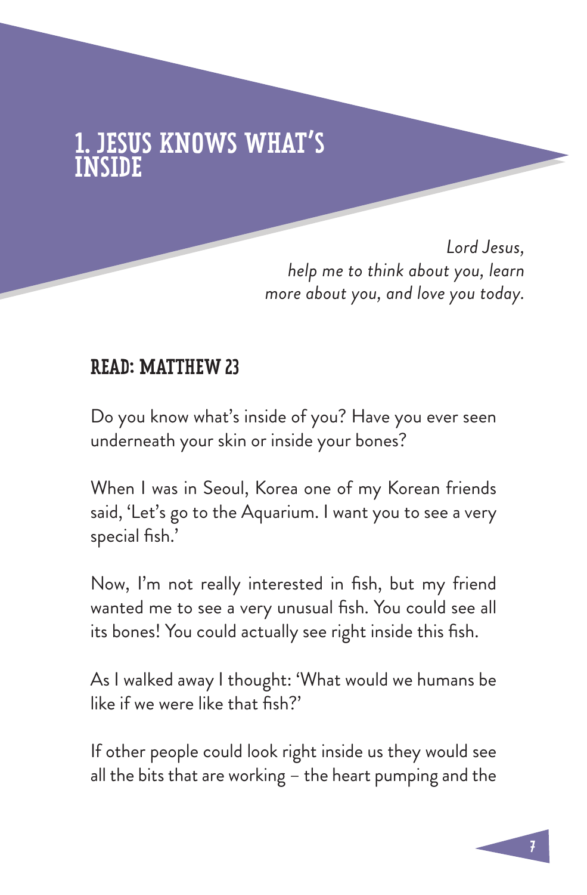# 1. JESUS KNOWS WHAT'S INSIDE

*Lord Jesus,*
*help me to think about you, learn more about you, and love you today.*

## READ: MATTHEW 23

Do you know what's inside of you? Have you ever seen underneath your skin or inside your bones?

When I was in Seoul, Korea one of my Korean friends said, 'Let's go to the Aquarium. I want you to see a very special fish.'

Now, I'm not really interested in fish, but my friend wanted me to see a very unusual fish. You could see all its bones! You could actually see right inside this fish.

As I walked away I thought: 'What would we humans be like if we were like that fish?'

If other people could look right inside us they would see all the bits that are working – the heart pumping and the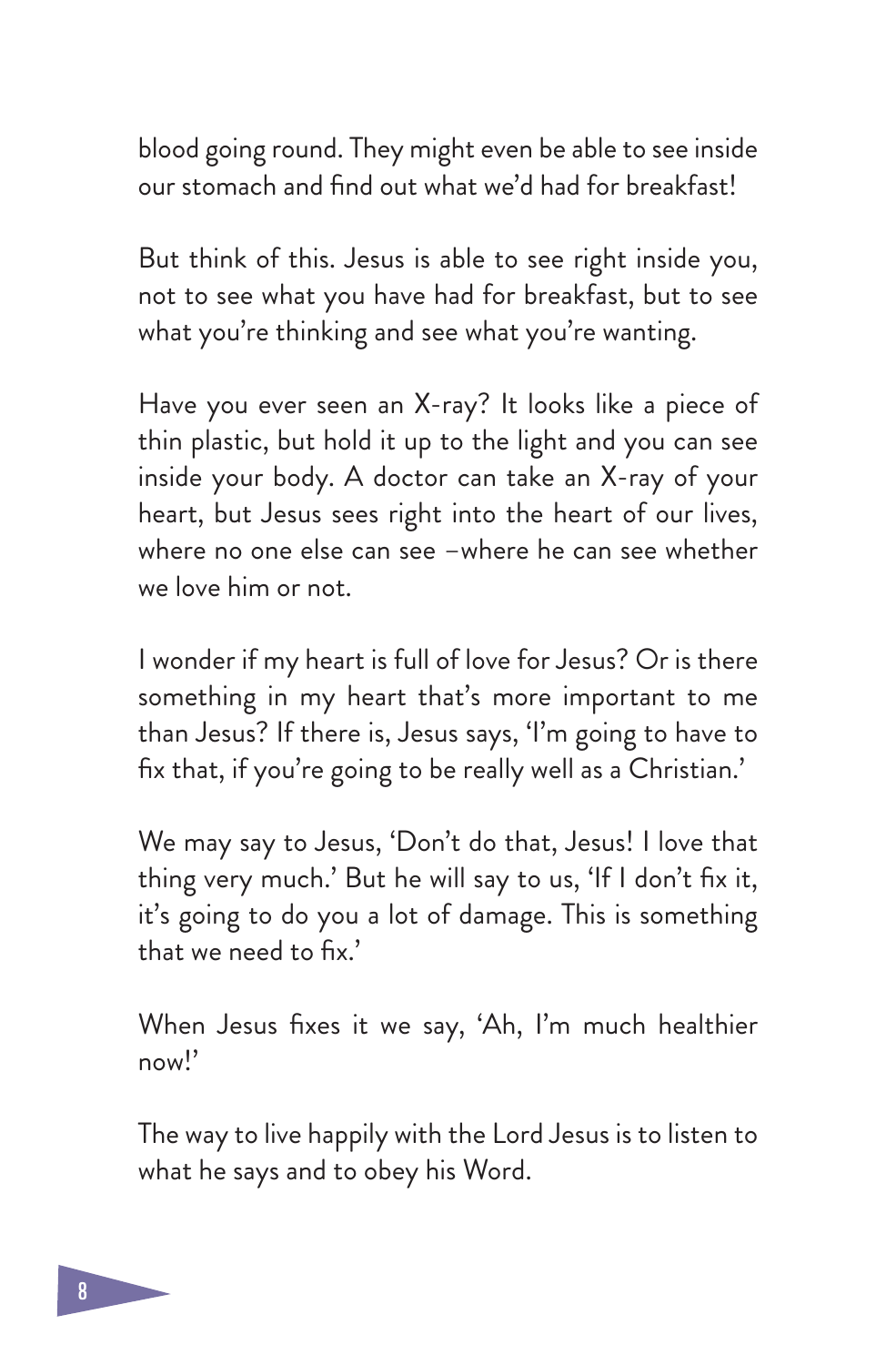blood going round. They might even be able to see inside our stomach and find out what we'd had for breakfast!

But think of this. Jesus is able to see right inside you, not to see what you have had for breakfast, but to see what you're thinking and see what you're wanting.

Have you ever seen an X-ray? It looks like a piece of thin plastic, but hold it up to the light and you can see inside your body. A doctor can take an X-ray of your heart, but Jesus sees right into the heart of our lives, where no one else can see –where he can see whether we love him or not.

I wonder if my heart is full of love for Jesus? Or is there something in my heart that's more important to me than Jesus? If there is, Jesus says, 'I'm going to have to fix that, if you're going to be really well as a Christian.'

We may say to Jesus, 'Don't do that, Jesus! I love that thing very much.' But he will say to us, 'If I don't fix it, it's going to do you a lot of damage. This is something that we need to fix.'

When Jesus fixes it we say, 'Ah, I'm much healthier now!'

The way to live happily with the Lord Jesus is to listen to what he says and to obey his Word.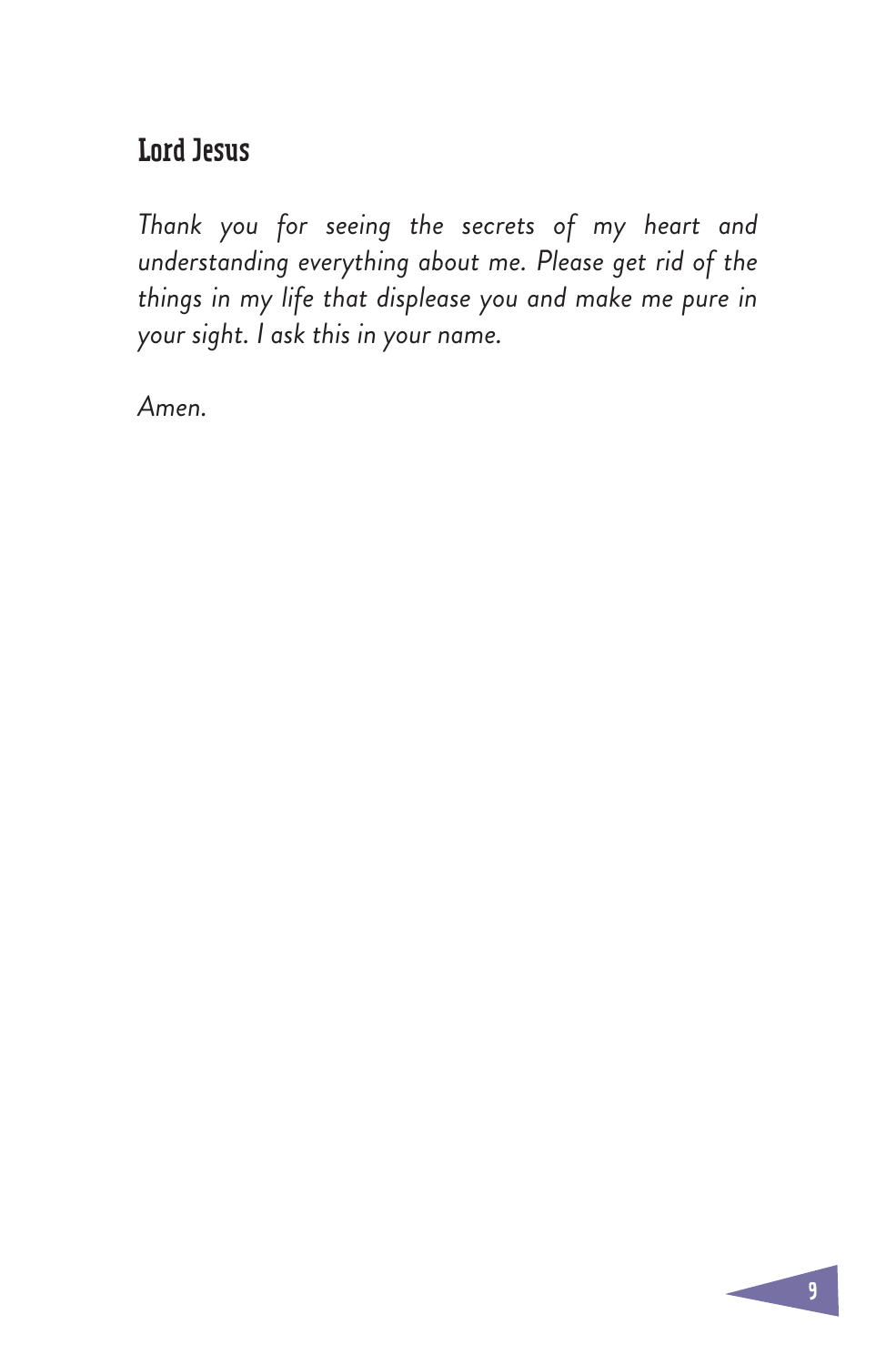## Lord Jesus

*Thank you for seeing the secrets of my heart and understanding everything about me. Please get rid of the things in my life that displease you and make me pure in your sight. I ask this in your name.*

*Amen.*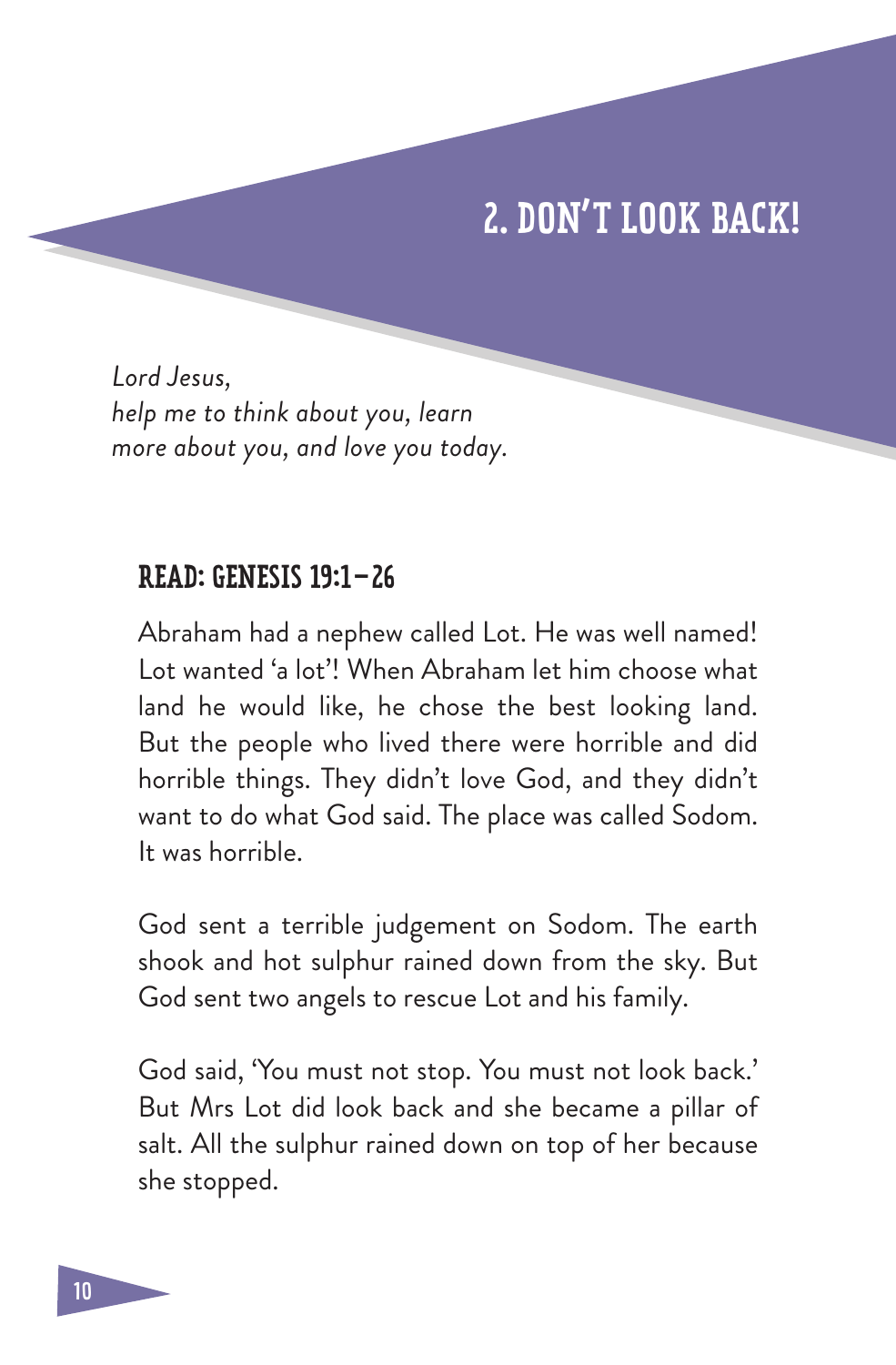# 2. DON'T LOOK BACK!

*Lord Jesus,*
*help me to think about you, learn more about you, and love you today.*

## READ: GENESIS 19:1–26

Abraham had a nephew called Lot. He was well named! Lot wanted 'a lot'! When Abraham let him choose what land he would like, he chose the best looking land. But the people who lived there were horrible and did horrible things. They didn't love God, and they didn't want to do what God said. The place was called Sodom. It was horrible.

God sent a terrible judgement on Sodom. The earth shook and hot sulphur rained down from the sky. But God sent two angels to rescue Lot and his family.

God said, 'You must not stop. You must not look back.' But Mrs Lot did look back and she became a pillar of salt. All the sulphur rained down on top of her because she stopped.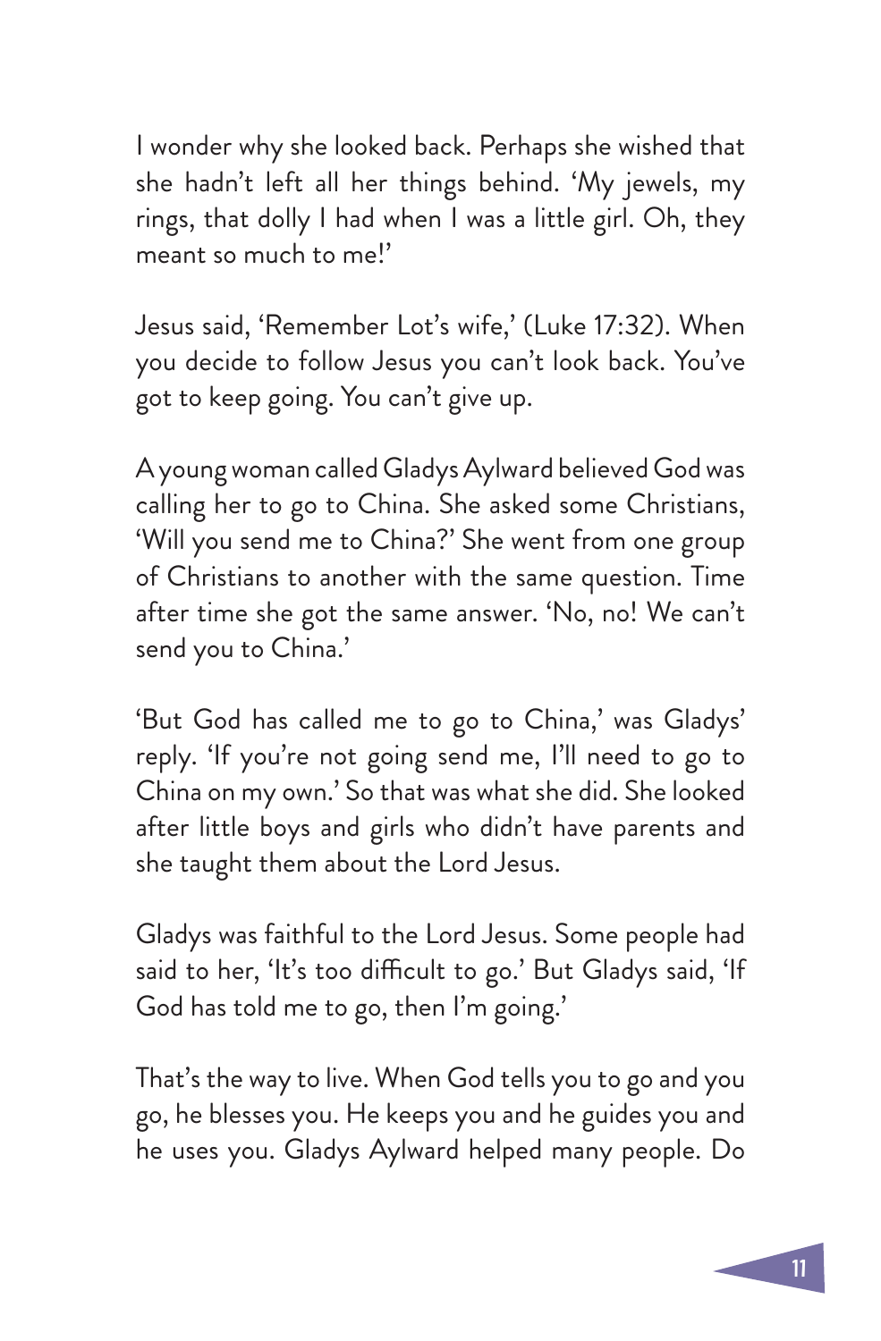I wonder why she looked back. Perhaps she wished that she hadn't left all her things behind. 'My jewels, my rings, that dolly I had when I was a little girl. Oh, they meant so much to me!'

Jesus said, 'Remember Lot's wife,' (Luke 17:32). When you decide to follow Jesus you can't look back. You've got to keep going. You can't give up.

A young woman called Gladys Aylward believed God was calling her to go to China. She asked some Christians, 'Will you send me to China?' She went from one group of Christians to another with the same question. Time after time she got the same answer. 'No, no! We can't send you to China.'

'But God has called me to go to China,' was Gladys' reply. 'If you're not going send me, I'll need to go to China on my own.' So that was what she did. She looked after little boys and girls who didn't have parents and she taught them about the Lord Jesus.

Gladys was faithful to the Lord Jesus. Some people had said to her, 'It's too difficult to go.' But Gladys said, 'If God has told me to go, then I'm going.'

That's the way to live. When God tells you to go and you go, he blesses you. He keeps you and he guides you and he uses you. Gladys Aylward helped many people. Do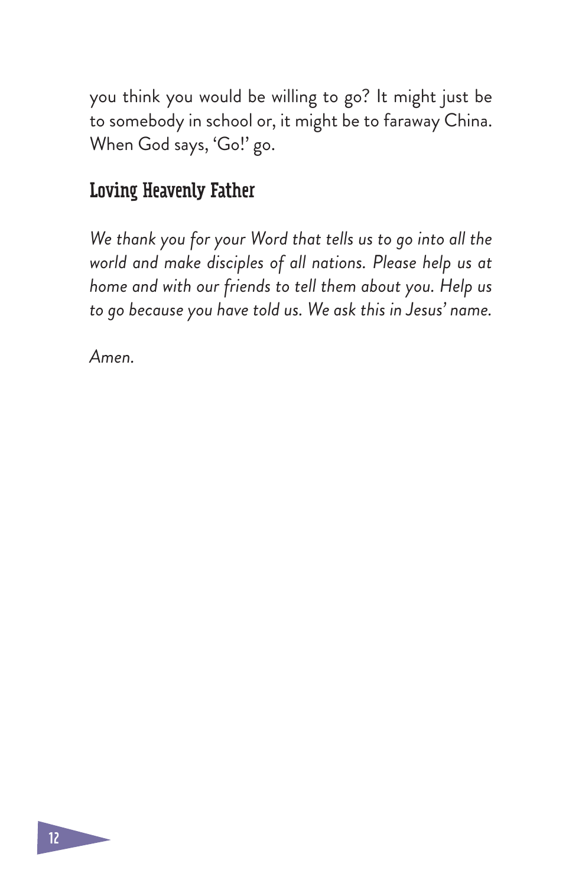you think you would be willing to go? It might just be to somebody in school or, it might be to faraway China. When God says, 'Go!' go.

## Loving Heavenly Father

*We thank you for your Word that tells us to go into all the world and make disciples of all nations. Please help us at home and with our friends to tell them about you. Help us to go because you have told us. We ask this in Jesus' name.*

*Amen.*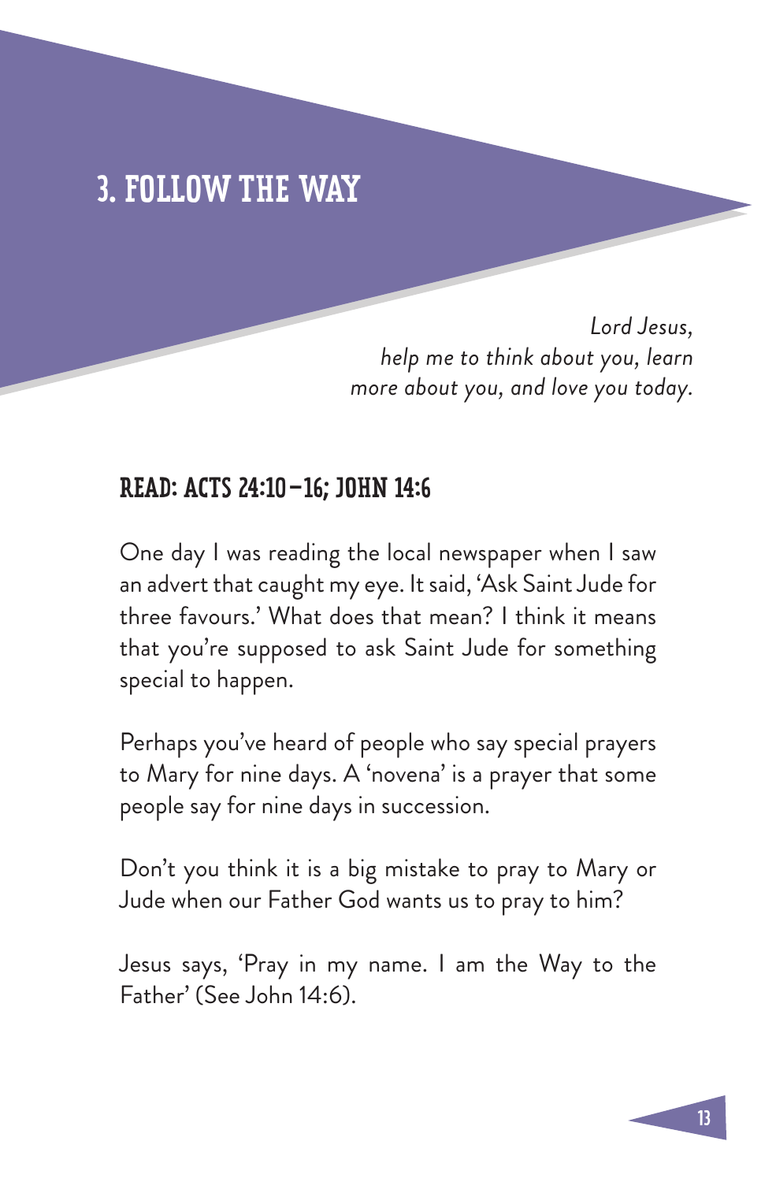# 3. FOLLOW THE WAY

*Lord Jesus,*
*help me to think about you, learn more about you, and love you today.*

## READ: ACTS 24:10–16; JOHN 14:6

One day I was reading the local newspaper when I saw an advert that caught my eye. It said, 'Ask Saint Jude for three favours.' What does that mean? I think it means that you're supposed to ask Saint Jude for something special to happen.

Perhaps you've heard of people who say special prayers to Mary for nine days. A 'novena' is a prayer that some people say for nine days in succession.

Don't you think it is a big mistake to pray to Mary or Jude when our Father God wants us to pray to him?

Jesus says, 'Pray in my name. I am the Way to the Father' (See John 14:6).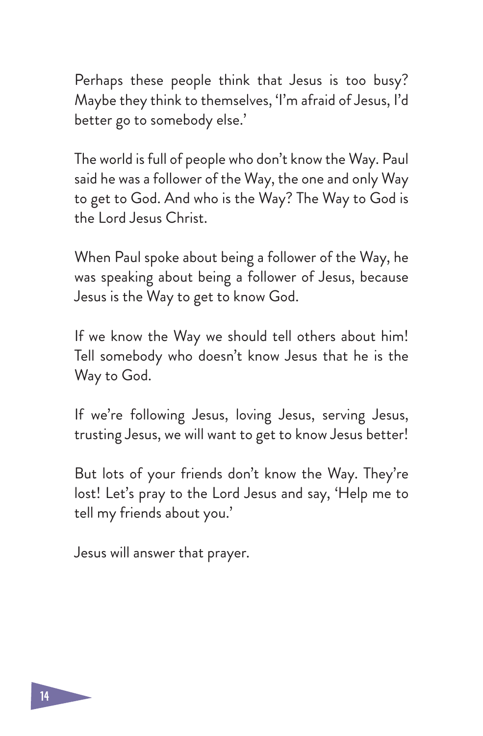Perhaps these people think that Jesus is too busy? Maybe they think to themselves, 'I'm afraid of Jesus, I'd better go to somebody else.'

The world is full of people who don't know the Way. Paul said he was a follower of the Way, the one and only Way to get to God. And who is the Way? The Way to God is the Lord Jesus Christ.

When Paul spoke about being a follower of the Way, he was speaking about being a follower of Jesus, because Jesus is the Way to get to know God.

If we know the Way we should tell others about him! Tell somebody who doesn't know Jesus that he is the Way to God.

If we're following Jesus, loving Jesus, serving Jesus, trusting Jesus, we will want to get to know Jesus better!

But lots of your friends don't know the Way. They're lost! Let's pray to the Lord Jesus and say, 'Help me to tell my friends about you.'

Jesus will answer that prayer.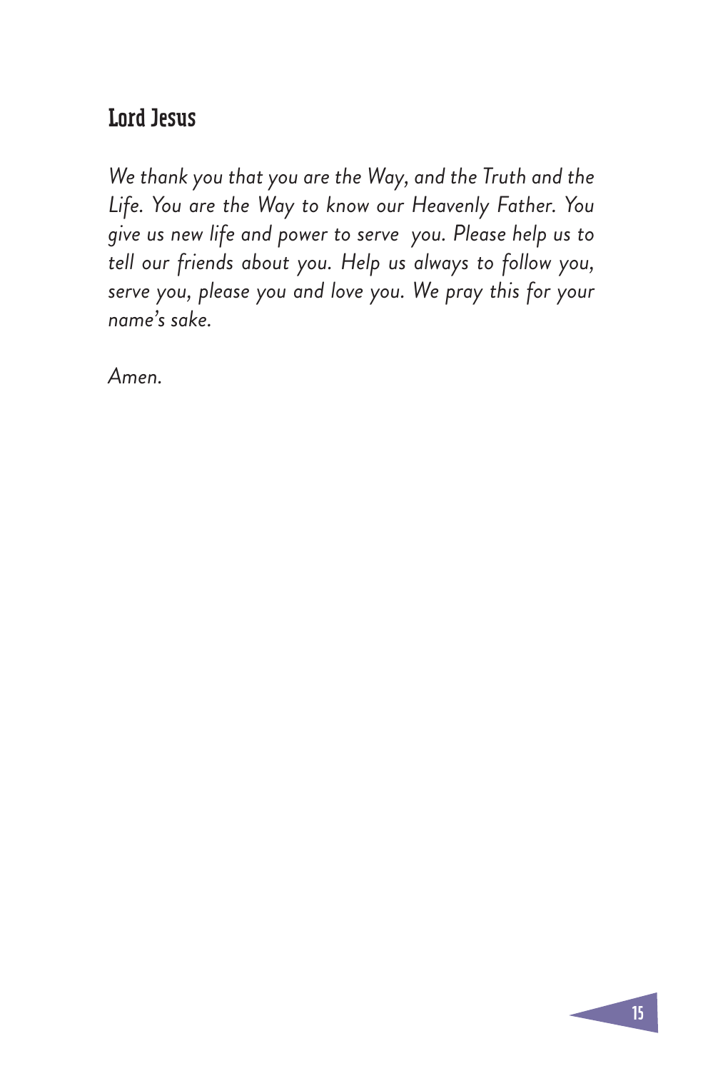## Lord Jesus

*We thank you that you are the Way, and the Truth and the Life. You are the Way to know our Heavenly Father. You give us new life and power to serve you. Please help us to tell our friends about you. Help us always to follow you, serve you, please you and love you. We pray this for your name's sake.*

*Amen.*